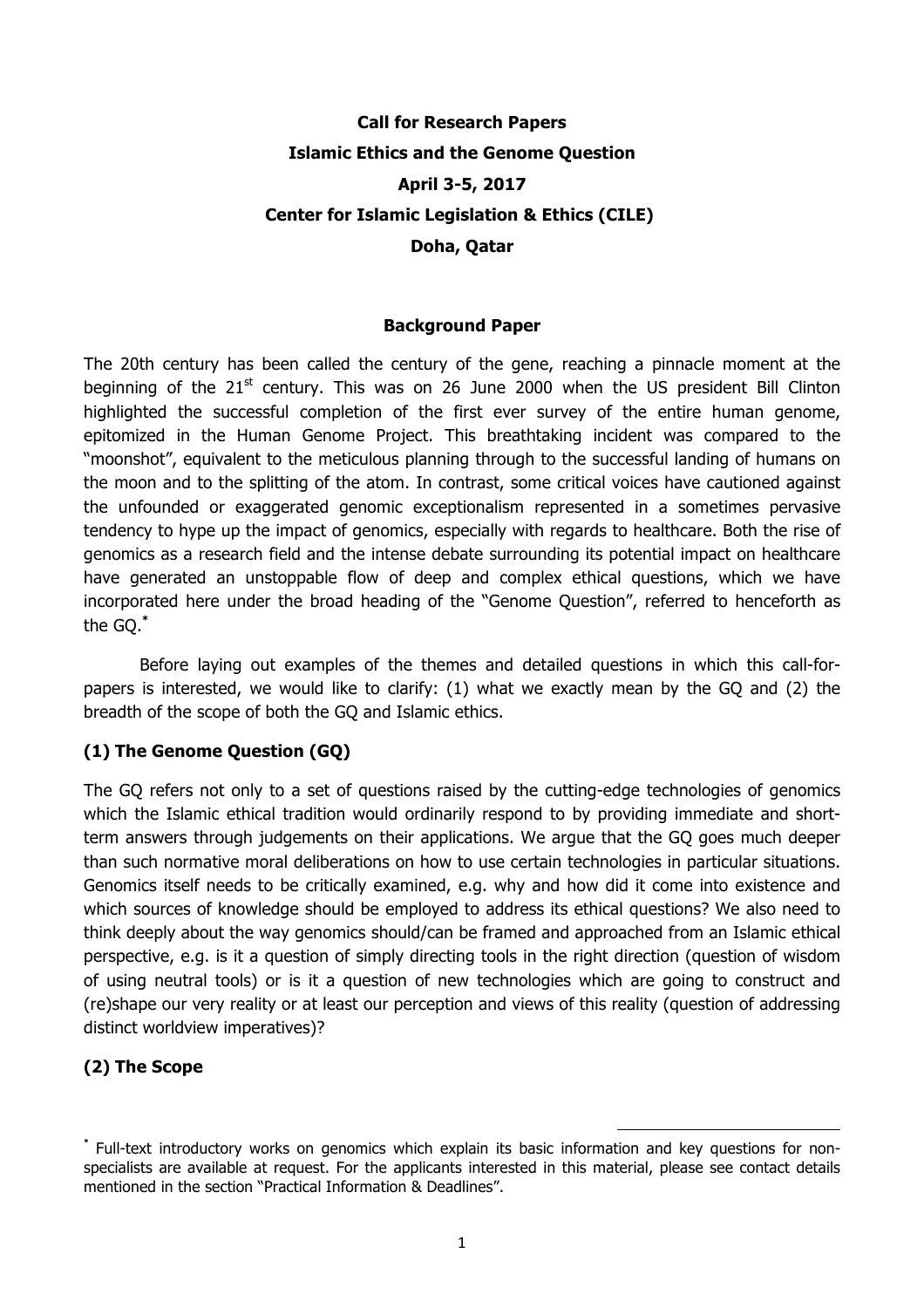**Call for Research Papers**

**Islamic Ethics and the Genome Question**

**April 3-5, 2017**

**Center for Islamic Legislation & Ethics (CILE)**

**Doha, Qatar**

**Background Paper**

The 20th century has been called the century of the gene, reaching a pinnacle moment at the beginning of the 21st century. This was on 26 June 2000 when the US president Bill Clinton highlighted the successful completion of the first ever survey of the entire human genome, epitomized in the Human Genome Project. This breathtaking incident was compared to the "moonshot", equivalent to the meticulous planning through to the successful landing of humans on the moon and to the splitting of the atom. In contrast, some critical voices have cautioned against the unfounded or exaggerated genomic exceptionalism represented in a sometimes pervasive tendency to hype up the impact of genomics, especially with regards to healthcare. Both the rise of genomics as a research field and the intense debate surrounding its potential impact on healthcare have generated an unstoppable flow of deep and complex ethical questions, which we have incorporated here under the broad heading of the "Genome Question", referred to henceforth as the GQ.[*]

Before laying out examples of the themes and detailed questions in which this call-for-papers is interested, we would like to clarify: (1) what we exactly mean by the GQ and (2) the breadth of the scope of both the GQ and Islamic ethics.

## (1) The Genome Question (GQ)

The GQ refers not only to a set of questions raised by the cutting-edge technologies of genomics which the Islamic ethical tradition would ordinarily respond to by providing immediate and short-term answers through judgements on their applications. We argue that the GQ goes much deeper than such normative moral deliberations on how to use certain technologies in particular situations. Genomics itself needs to be critically examined, e.g. why and how did it come into existence and which sources of knowledge should be employed to address its ethical questions? We also need to think deeply about the way genomics should/can be framed and approached from an Islamic ethical perspective, e.g. is it a question of simply directing tools in the right direction (question of wisdom of using neutral tools) or is it a question of new technologies which are going to construct and (re)shape our very reality or at least our perception and views of this reality (question of addressing distinct worldview imperatives)?

## (2) The Scope

[*] Full-text introductory works on genomics which explain its basic information and key questions for non-specialists are available at request. For the applicants interested in this material, please see contact details mentioned in the section "Practical Information & Deadlines".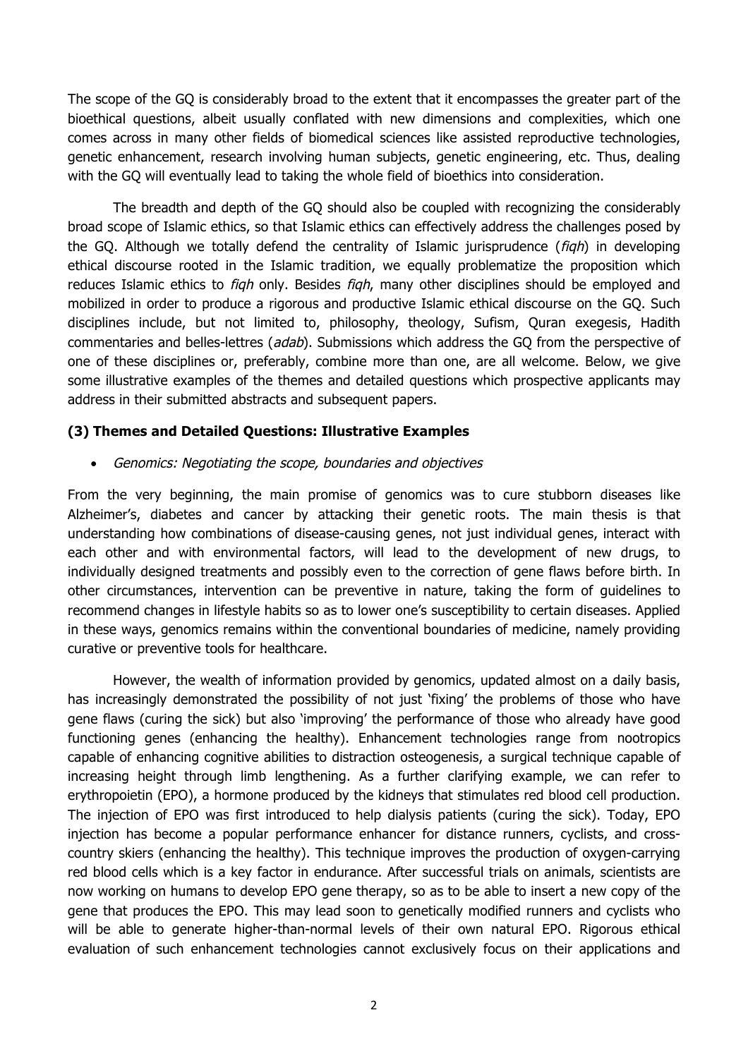The scope of the GQ is considerably broad to the extent that it encompasses the greater part of the bioethical questions, albeit usually conflated with new dimensions and complexities, which one comes across in many other fields of biomedical sciences like assisted reproductive technologies, genetic enhancement, research involving human subjects, genetic engineering, etc. Thus, dealing with the GQ will eventually lead to taking the whole field of bioethics into consideration.

The breadth and depth of the GQ should also be coupled with recognizing the considerably broad scope of Islamic ethics, so that Islamic ethics can effectively address the challenges posed by the GQ. Although we totally defend the centrality of Islamic jurisprudence (*fiqh*) in developing ethical discourse rooted in the Islamic tradition, we equally problematize the proposition which reduces Islamic ethics to *fiqh* only. Besides *fiqh*, many other disciplines should be employed and mobilized in order to produce a rigorous and productive Islamic ethical discourse on the GQ. Such disciplines include, but not limited to, philosophy, theology, Sufism, Quran exegesis, Hadith commentaries and belles-lettres (*adab*). Submissions which address the GQ from the perspective of one of these disciplines or, preferably, combine more than one, are all welcome. Below, we give some illustrative examples of the themes and detailed questions which prospective applicants may address in their submitted abstracts and subsequent papers.

### (3) Themes and Detailed Questions: Illustrative Examples

- *Genomics: Negotiating the scope, boundaries and objectives*

From the very beginning, the main promise of genomics was to cure stubborn diseases like Alzheimer's, diabetes and cancer by attacking their genetic roots. The main thesis is that understanding how combinations of disease-causing genes, not just individual genes, interact with each other and with environmental factors, will lead to the development of new drugs, to individually designed treatments and possibly even to the correction of gene flaws before birth. In other circumstances, intervention can be preventive in nature, taking the form of guidelines to recommend changes in lifestyle habits so as to lower one's susceptibility to certain diseases. Applied in these ways, genomics remains within the conventional boundaries of medicine, namely providing curative or preventive tools for healthcare.

However, the wealth of information provided by genomics, updated almost on a daily basis, has increasingly demonstrated the possibility of not just 'fixing' the problems of those who have gene flaws (curing the sick) but also 'improving' the performance of those who already have good functioning genes (enhancing the healthy). Enhancement technologies range from nootropics capable of enhancing cognitive abilities to distraction osteogenesis, a surgical technique capable of increasing height through limb lengthening. As a further clarifying example, we can refer to erythropoietin (EPO), a hormone produced by the kidneys that stimulates red blood cell production. The injection of EPO was first introduced to help dialysis patients (curing the sick). Today, EPO injection has become a popular performance enhancer for distance runners, cyclists, and cross-country skiers (enhancing the healthy). This technique improves the production of oxygen-carrying red blood cells which is a key factor in endurance. After successful trials on animals, scientists are now working on humans to develop EPO gene therapy, so as to be able to insert a new copy of the gene that produces the EPO. This may lead soon to genetically modified runners and cyclists who will be able to generate higher-than-normal levels of their own natural EPO. Rigorous ethical evaluation of such enhancement technologies cannot exclusively focus on their applications and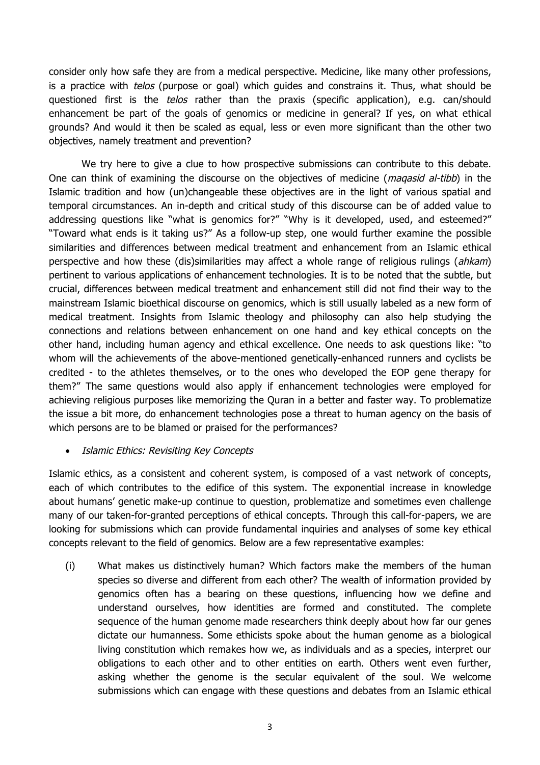consider only how safe they are from a medical perspective. Medicine, like many other professions, is a practice with *telos* (purpose or goal) which guides and constrains it. Thus, what should be questioned first is the *telos* rather than the praxis (specific application), e.g. can/should enhancement be part of the goals of genomics or medicine in general? If yes, on what ethical grounds? And would it then be scaled as equal, less or even more significant than the other two objectives, namely treatment and prevention?

We try here to give a clue to how prospective submissions can contribute to this debate. One can think of examining the discourse on the objectives of medicine (*maqasid al-tibb*) in the Islamic tradition and how (un)changeable these objectives are in the light of various spatial and temporal circumstances. An in-depth and critical study of this discourse can be of added value to addressing questions like "what is genomics for?" "Why is it developed, used, and esteemed?" "Toward what ends is it taking us?" As a follow-up step, one would further examine the possible similarities and differences between medical treatment and enhancement from an Islamic ethical perspective and how these (dis)similarities may affect a whole range of religious rulings (*ahkam*) pertinent to various applications of enhancement technologies. It is to be noted that the subtle, but crucial, differences between medical treatment and enhancement still did not find their way to the mainstream Islamic bioethical discourse on genomics, which is still usually labeled as a new form of medical treatment. Insights from Islamic theology and philosophy can also help studying the connections and relations between enhancement on one hand and key ethical concepts on the other hand, including human agency and ethical excellence. One needs to ask questions like: "to whom will the achievements of the above-mentioned genetically-enhanced runners and cyclists be credited - to the athletes themselves, or to the ones who developed the EOP gene therapy for them?" The same questions would also apply if enhancement technologies were employed for achieving religious purposes like memorizing the Quran in a better and faster way. To problematize the issue a bit more, do enhancement technologies pose a threat to human agency on the basis of which persons are to be blamed or praised for the performances?

- *Islamic Ethics: Revisiting Key Concepts*

Islamic ethics, as a consistent and coherent system, is composed of a vast network of concepts, each of which contributes to the edifice of this system. The exponential increase in knowledge about humans' genetic make-up continue to question, problematize and sometimes even challenge many of our taken-for-granted perceptions of ethical concepts. Through this call-for-papers, we are looking for submissions which can provide fundamental inquiries and analyses of some key ethical concepts relevant to the field of genomics. Below are a few representative examples:

(i) What makes us distinctively human? Which factors make the members of the human species so diverse and different from each other? The wealth of information provided by genomics often has a bearing on these questions, influencing how we define and understand ourselves, how identities are formed and constituted. The complete sequence of the human genome made researchers think deeply about how far our genes dictate our humanness. Some ethicists spoke about the human genome as a biological living constitution which remakes how we, as individuals and as a species, interpret our obligations to each other and to other entities on earth. Others went even further, asking whether the genome is the secular equivalent of the soul. We welcome submissions which can engage with these questions and debates from an Islamic ethical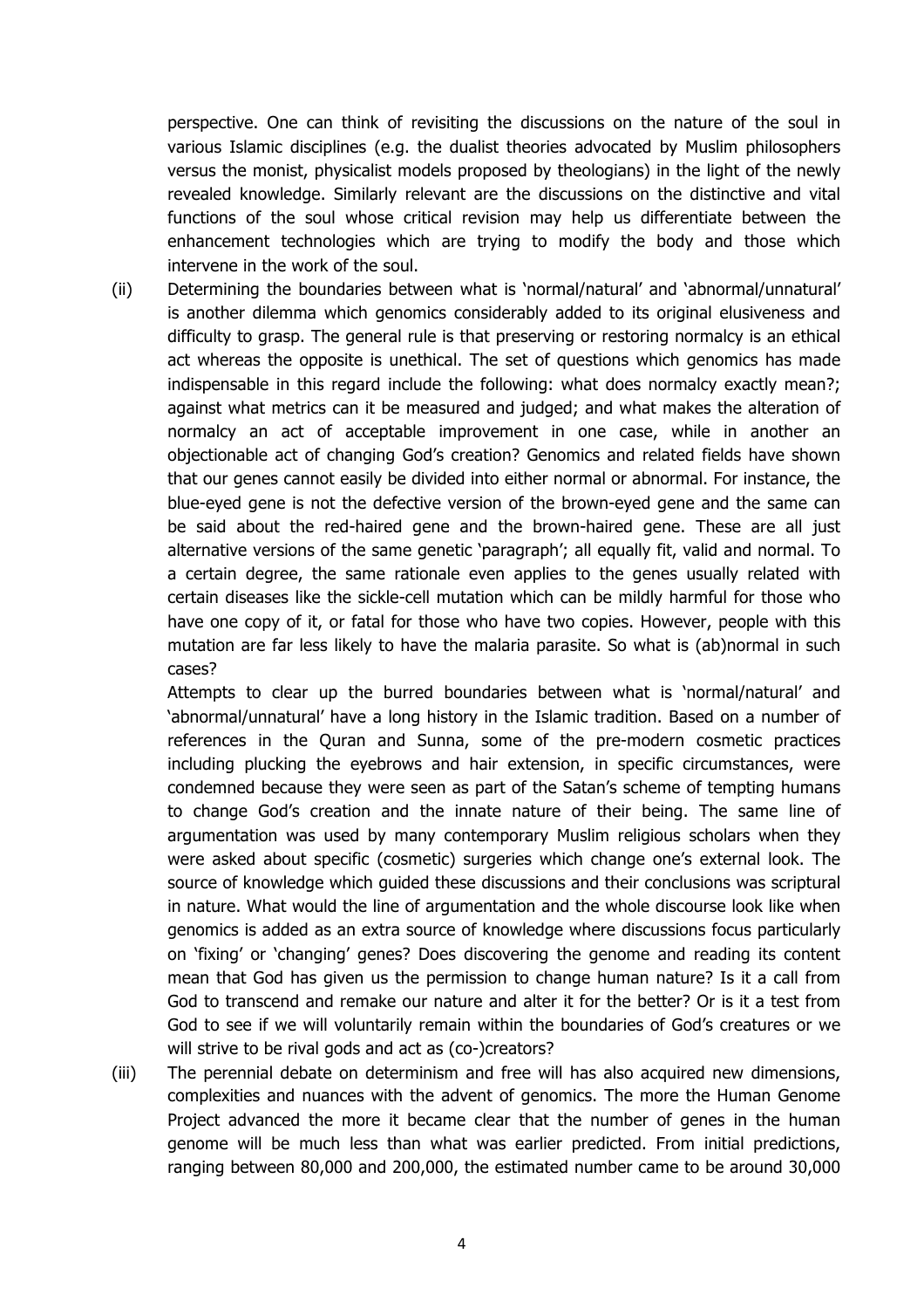perspective. One can think of revisiting the discussions on the nature of the soul in various Islamic disciplines (e.g. the dualist theories advocated by Muslim philosophers versus the monist, physicalist models proposed by theologians) in the light of the newly revealed knowledge. Similarly relevant are the discussions on the distinctive and vital functions of the soul whose critical revision may help us differentiate between the enhancement technologies which are trying to modify the body and those which intervene in the work of the soul.

(ii) Determining the boundaries between what is 'normal/natural' and 'abnormal/unnatural' is another dilemma which genomics considerably added to its original elusiveness and difficulty to grasp. The general rule is that preserving or restoring normalcy is an ethical act whereas the opposite is unethical. The set of questions which genomics has made indispensable in this regard include the following: what does normalcy exactly mean?; against what metrics can it be measured and judged; and what makes the alteration of normalcy an act of acceptable improvement in one case, while in another an objectionable act of changing God's creation? Genomics and related fields have shown that our genes cannot easily be divided into either normal or abnormal. For instance, the blue-eyed gene is not the defective version of the brown-eyed gene and the same can be said about the red-haired gene and the brown-haired gene. These are all just alternative versions of the same genetic 'paragraph'; all equally fit, valid and normal. To a certain degree, the same rationale even applies to the genes usually related with certain diseases like the sickle-cell mutation which can be mildly harmful for those who have one copy of it, or fatal for those who have two copies. However, people with this mutation are far less likely to have the malaria parasite. So what is (ab)normal in such cases?

Attempts to clear up the burred boundaries between what is 'normal/natural' and 'abnormal/unnatural' have a long history in the Islamic tradition. Based on a number of references in the Quran and Sunna, some of the pre-modern cosmetic practices including plucking the eyebrows and hair extension, in specific circumstances, were condemned because they were seen as part of the Satan's scheme of tempting humans to change God's creation and the innate nature of their being. The same line of argumentation was used by many contemporary Muslim religious scholars when they were asked about specific (cosmetic) surgeries which change one's external look. The source of knowledge which guided these discussions and their conclusions was scriptural in nature. What would the line of argumentation and the whole discourse look like when genomics is added as an extra source of knowledge where discussions focus particularly on 'fixing' or 'changing' genes? Does discovering the genome and reading its content mean that God has given us the permission to change human nature? Is it a call from God to transcend and remake our nature and alter it for the better? Or is it a test from God to see if we will voluntarily remain within the boundaries of God's creatures or we will strive to be rival gods and act as (co-)creators?

(iii) The perennial debate on determinism and free will has also acquired new dimensions, complexities and nuances with the advent of genomics. The more the Human Genome Project advanced the more it became clear that the number of genes in the human genome will be much less than what was earlier predicted. From initial predictions, ranging between 80,000 and 200,000, the estimated number came to be around 30,000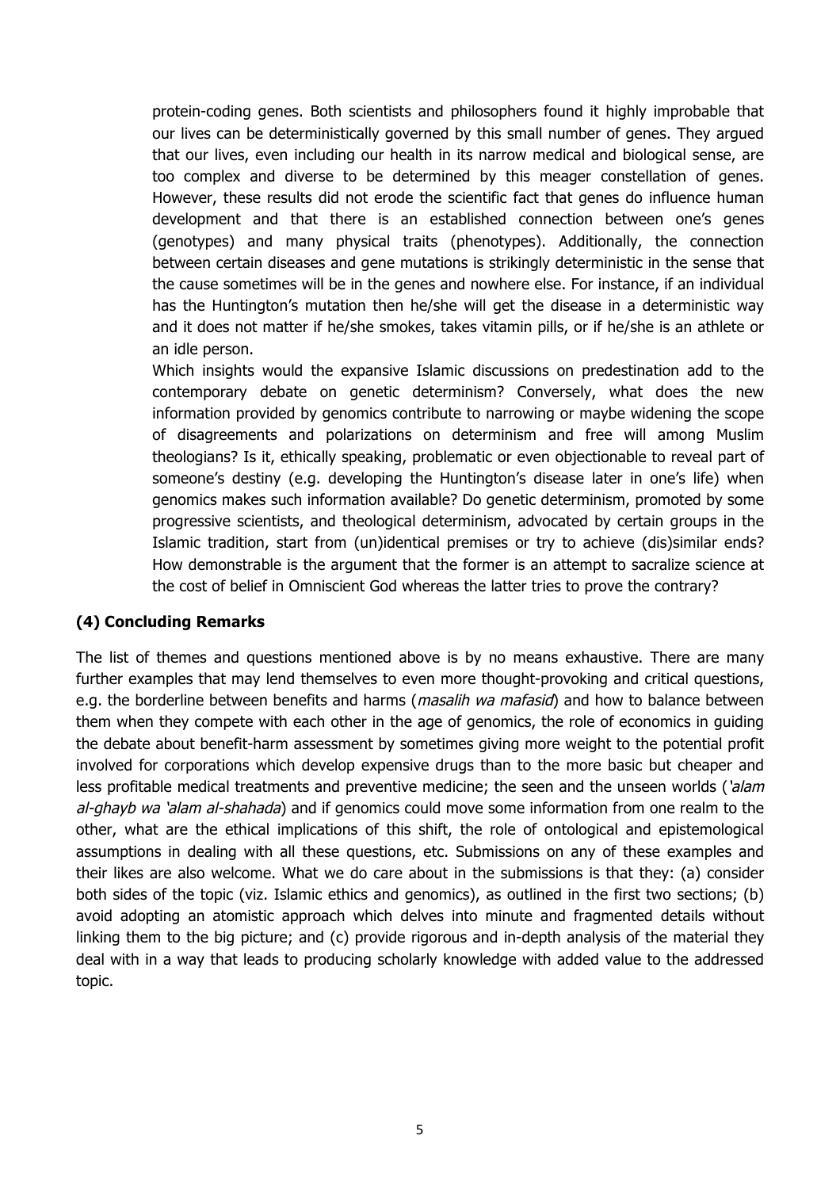protein-coding genes. Both scientists and philosophers found it highly improbable that our lives can be deterministically governed by this small number of genes. They argued that our lives, even including our health in its narrow medical and biological sense, are too complex and diverse to be determined by this meager constellation of genes. However, these results did not erode the scientific fact that genes do influence human development and that there is an established connection between one's genes (genotypes) and many physical traits (phenotypes). Additionally, the connection between certain diseases and gene mutations is strikingly deterministic in the sense that the cause sometimes will be in the genes and nowhere else. For instance, if an individual has the Huntington's mutation then he/she will get the disease in a deterministic way and it does not matter if he/she smokes, takes vitamin pills, or if he/she is an athlete or an idle person.

Which insights would the expansive Islamic discussions on predestination add to the contemporary debate on genetic determinism? Conversely, what does the new information provided by genomics contribute to narrowing or maybe widening the scope of disagreements and polarizations on determinism and free will among Muslim theologians? Is it, ethically speaking, problematic or even objectionable to reveal part of someone's destiny (e.g. developing the Huntington's disease later in one's life) when genomics makes such information available? Do genetic determinism, promoted by some progressive scientists, and theological determinism, advocated by certain groups in the Islamic tradition, start from (un)identical premises or try to achieve (dis)similar ends? How demonstrable is the argument that the former is an attempt to sacralize science at the cost of belief in Omniscient God whereas the latter tries to prove the contrary?

## (4) Concluding Remarks

The list of themes and questions mentioned above is by no means exhaustive. There are many further examples that may lend themselves to even more thought-provoking and critical questions, e.g. the borderline between benefits and harms (*masalih wa mafasid*) and how to balance between them when they compete with each other in the age of genomics, the role of economics in guiding the debate about benefit-harm assessment by sometimes giving more weight to the potential profit involved for corporations which develop expensive drugs than to the more basic but cheaper and less profitable medical treatments and preventive medicine; the seen and the unseen worlds (*'alam al-ghayb wa 'alam al-shahada*) and if genomics could move some information from one realm to the other, what are the ethical implications of this shift, the role of ontological and epistemological assumptions in dealing with all these questions, etc. Submissions on any of these examples and their likes are also welcome. What we do care about in the submissions is that they: (a) consider both sides of the topic (viz. Islamic ethics and genomics), as outlined in the first two sections; (b) avoid adopting an atomistic approach which delves into minute and fragmented details without linking them to the big picture; and (c) provide rigorous and in-depth analysis of the material they deal with in a way that leads to producing scholarly knowledge with added value to the addressed topic.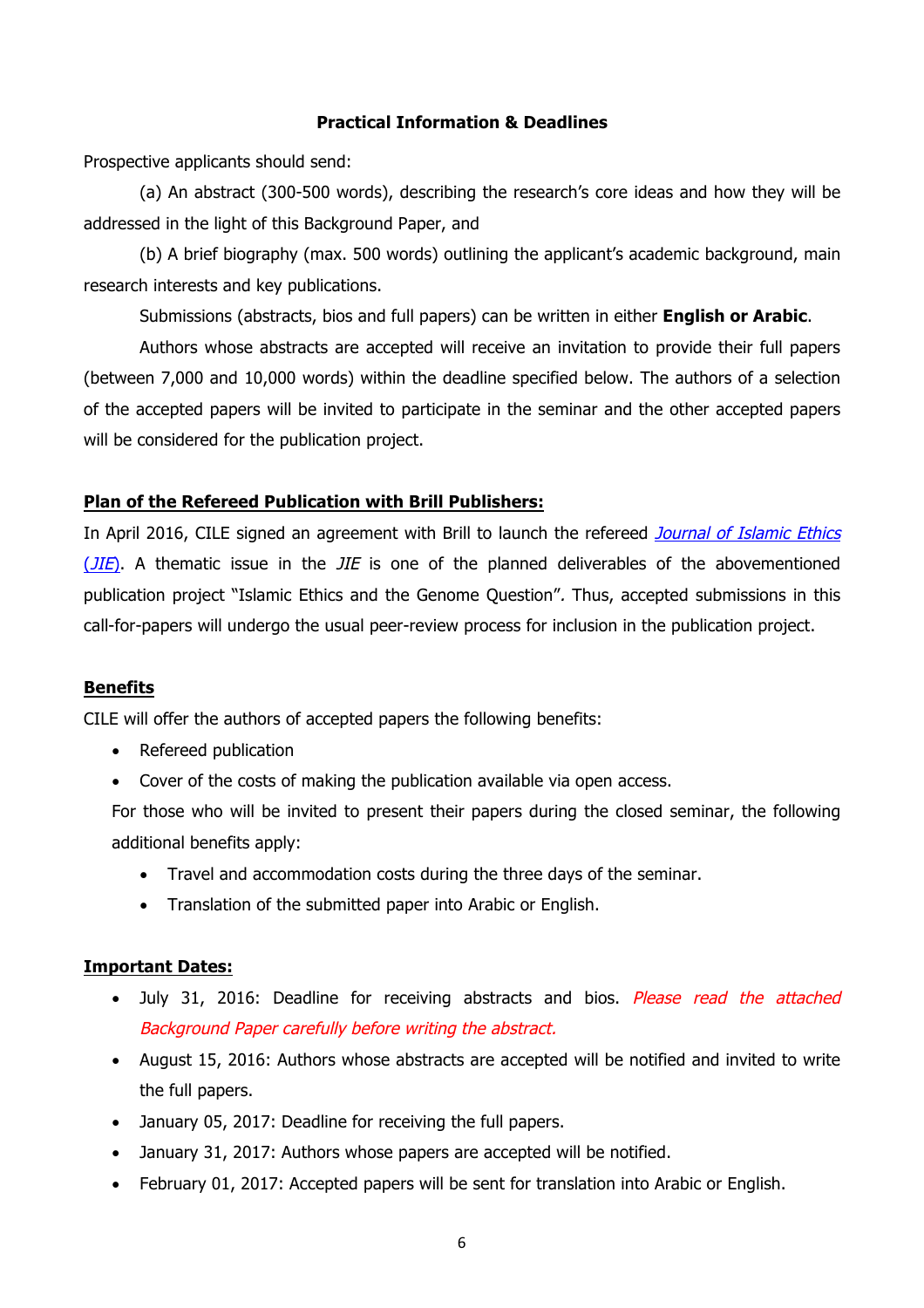**Practical Information & Deadlines**

Prospective applicants should send:

(a) An abstract (300-500 words), describing the research's core ideas and how they will be addressed in the light of this Background Paper, and

(b) A brief biography (max. 500 words) outlining the applicant's academic background, main research interests and key publications.

Submissions (abstracts, bios and full papers) can be written in either **English or Arabic**.

Authors whose abstracts are accepted will receive an invitation to provide their full papers (between 7,000 and 10,000 words) within the deadline specified below. The authors of a selection of the accepted papers will be invited to participate in the seminar and the other accepted papers will be considered for the publication project.

**Plan of the Refereed Publication with Brill Publishers:**

In April 2016, CILE signed an agreement with Brill to launch the refereed *Journal of Islamic Ethics (JIE)*. A thematic issue in the *JIE* is one of the planned deliverables of the abovementioned publication project "Islamic Ethics and the Genome Question"*.* Thus, accepted submissions in this call-for-papers will undergo the usual peer-review process for inclusion in the publication project.

**Benefits**

CILE will offer the authors of accepted papers the following benefits:

- Refereed publication
- Cover of the costs of making the publication available via open access.

For those who will be invited to present their papers during the closed seminar, the following additional benefits apply:

- Travel and accommodation costs during the three days of the seminar.
- Translation of the submitted paper into Arabic or English.

**Important Dates:**

- July 31, 2016: Deadline for receiving abstracts and bios. *Please read the attached Background Paper carefully before writing the abstract.*
- August 15, 2016: Authors whose abstracts are accepted will be notified and invited to write the full papers.
- January 05, 2017: Deadline for receiving the full papers.
- January 31, 2017: Authors whose papers are accepted will be notified.
- February 01, 2017: Accepted papers will be sent for translation into Arabic or English.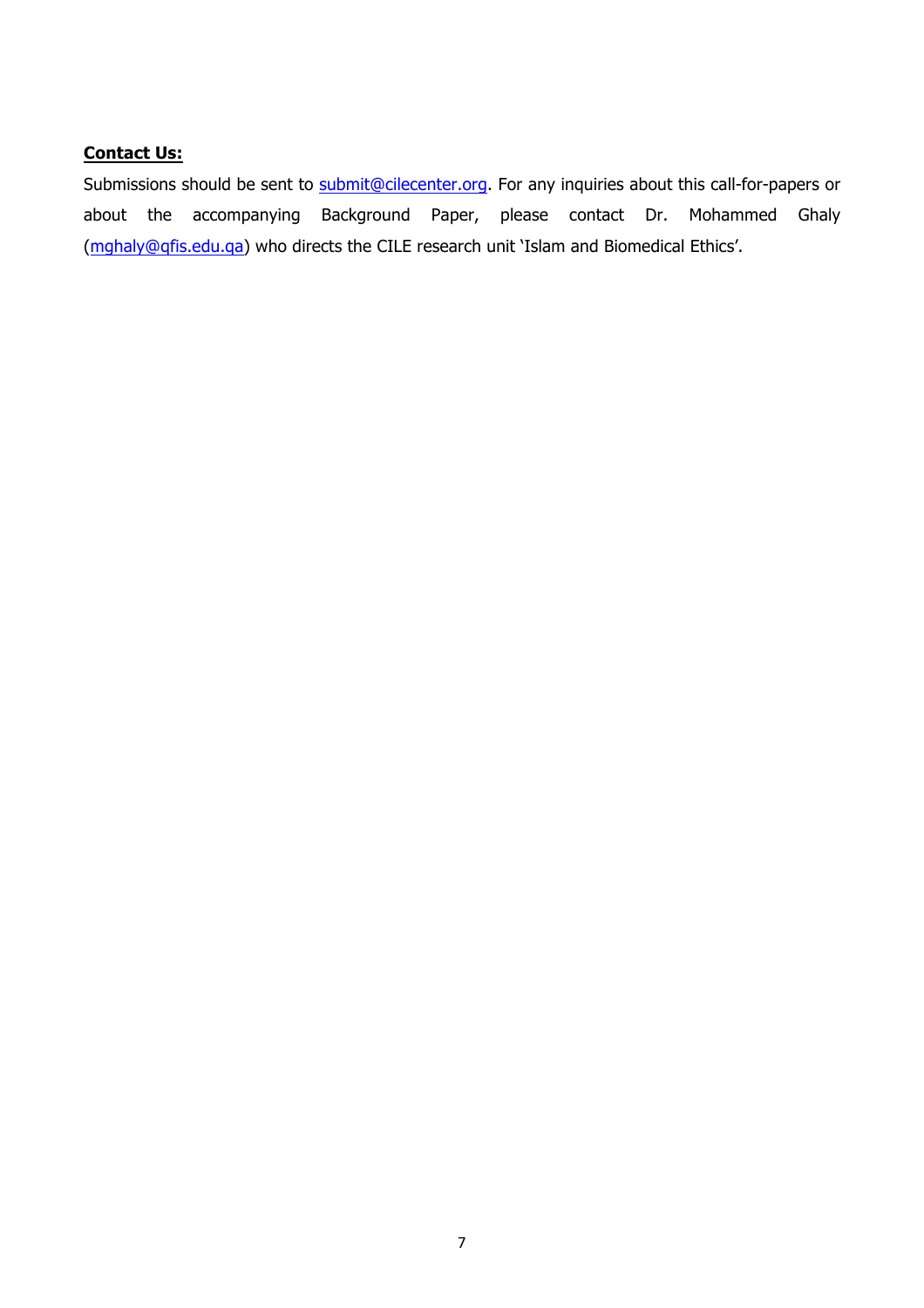**Contact Us:**

Submissions should be sent to submit@cilecenter.org. For any inquiries about this call-for-papers or about the accompanying Background Paper, please contact Dr. Mohammed Ghaly (mghaly@qfis.edu.qa) who directs the CILE research unit 'Islam and Biomedical Ethics'.